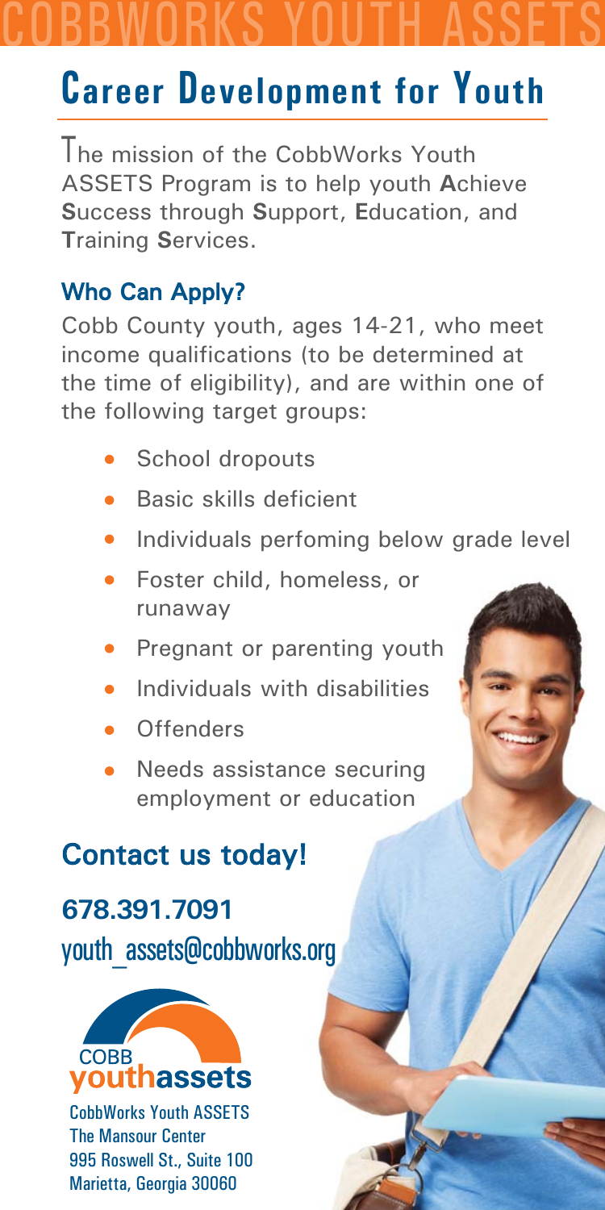# COBBWORKS YOUTH ASSETS

## Career Development for Youth

The mission of the CobbWorks Youth ASSETS Program is to help youth **A**chieve **S**uccess through **S**upport, **E**ducation, and **T**raining **S**ervices.

### Who Can Apply?

Cobb County youth, ages 14-21, who meet income qualifications (to be determined at the time of eligibility), and are within one of the following target groups:

- School dropouts
- Basic skills deficient
- Individuals perfoming below grade level
- Foster child, homeless, or runaway
- Pregnant or parenting youth
- Individuals with disabilities
- Offenders
- Needs assistance securing employment or education

### Contact us today!

**678.391.7091**

youth_assets@cobbworks.org

COBB youthassets

CobbWorks Youth ASSETS
The Mansour Center
995 Roswell St., Suite 100
Marietta, Georgia 30060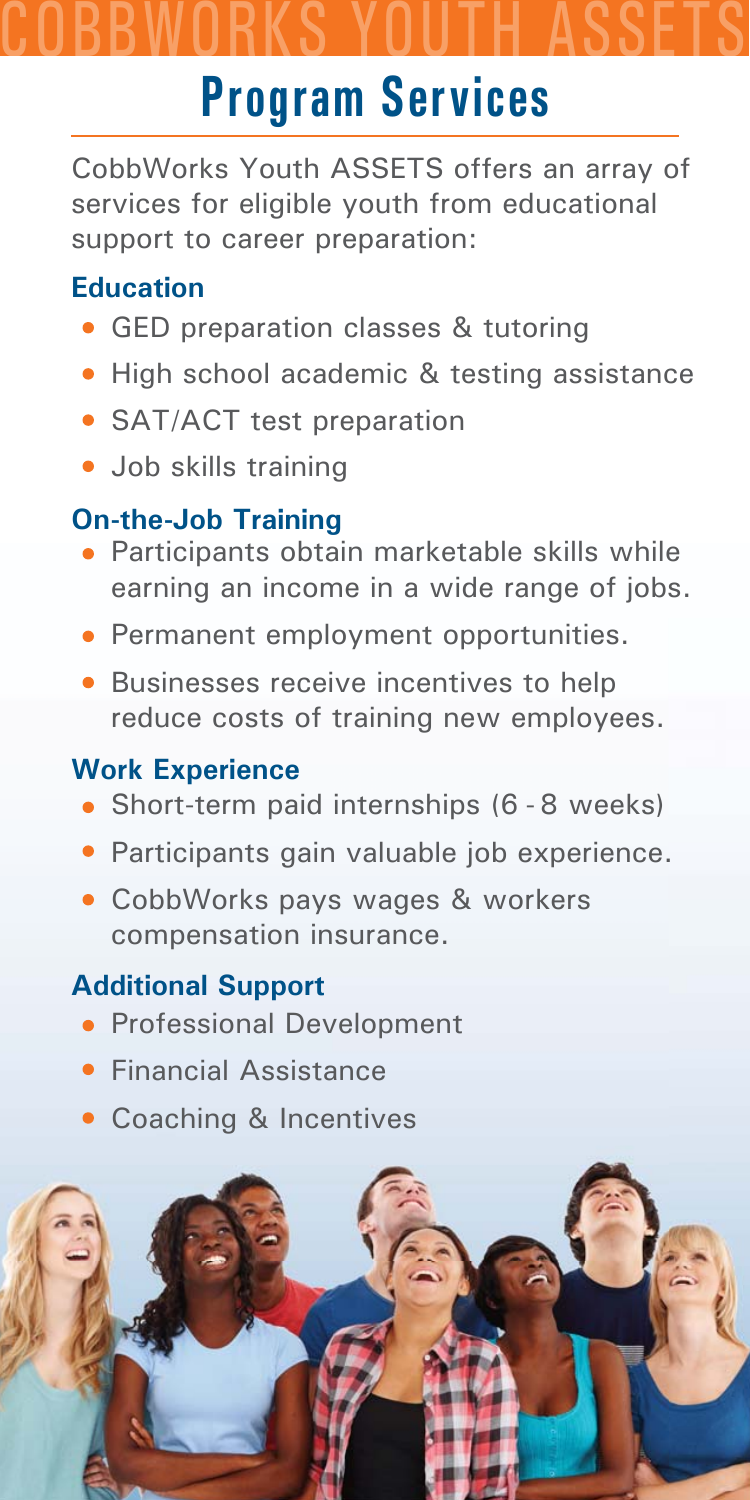# COBBWORKS YOUTH ASSETS

## Program Services

CobbWorks Youth ASSETS offers an array of services for eligible youth from educational support to career preparation:

### Education

- GED preparation classes & tutoring
- High school academic & testing assistance
- SAT/ACT test preparation
- Job skills training

### On-the-Job Training

- Participants obtain marketable skills while earning an income in a wide range of jobs.
- Permanent employment opportunities.
- Businesses receive incentives to help reduce costs of training new employees.

### Work Experience

- Short-term paid internships (6 - 8 weeks)
- Participants gain valuable job experience.
- CobbWorks pays wages & workers compensation insurance.

### Additional Support

- Professional Development
- Financial Assistance
- Coaching & Incentives